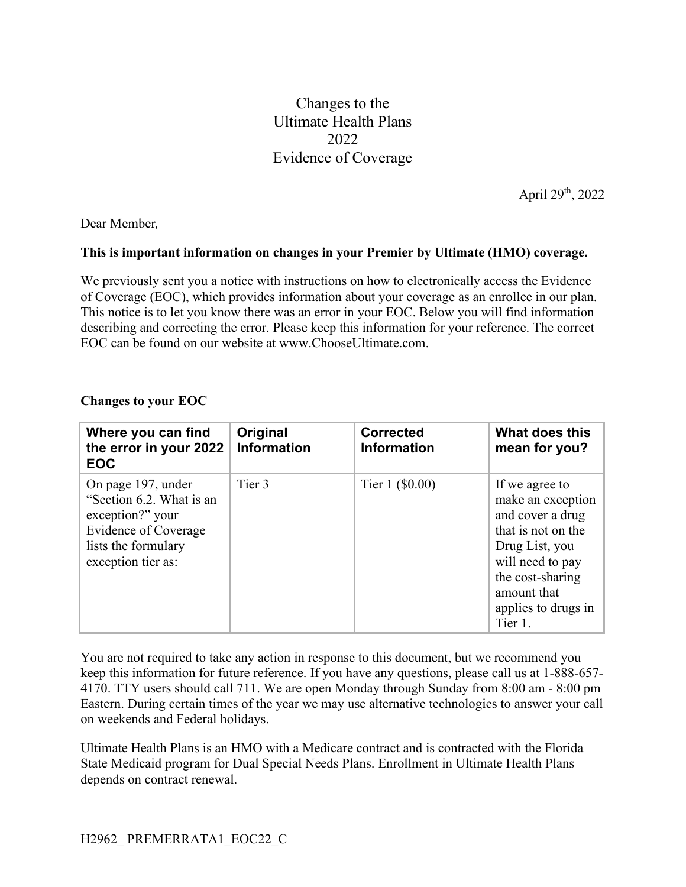# Changes to the Ultimate Health Plans 2022 Evidence of Coverage

April 29th, 2022

Dear Member,

**This is important information on changes in your Premier by Ultimate (HMO) coverage.**

We previously sent you a notice with instructions on how to electronically access the Evidence of Coverage (EOC), which provides information about your coverage as an enrollee in our plan. This notice is to let you know there was an error in your EOC. Below you will find information describing and correcting the error. Please keep this information for your reference. The correct EOC can be found on our website at www.ChooseUltimate.com.

**Changes to your EOC**

| Where you can find the error in your 2022 EOC | Original Information | Corrected Information | What does this mean for you? |
| --- | --- | --- | --- |
| On page 197, under "Section 6.2. What is an exception?" your Evidence of Coverage lists the formulary exception tier as: | Tier 3 | Tier 1 ($0.00) | If we agree to make an exception and cover a drug that is not on the Drug List, you will need to pay the cost-sharing amount that applies to drugs in Tier 1. |

You are not required to take any action in response to this document, but we recommend you keep this information for future reference. If you have any questions, please call us at 1-888-657-4170. TTY users should call 711. We are open Monday through Sunday from 8:00 am - 8:00 pm Eastern. During certain times of the year we may use alternative technologies to answer your call on weekends and Federal holidays.

Ultimate Health Plans is an HMO with a Medicare contract and is contracted with the Florida State Medicaid program for Dual Special Needs Plans. Enrollment in Ultimate Health Plans depends on contract renewal.

H2962_ PREMERRATA1_EOC22_C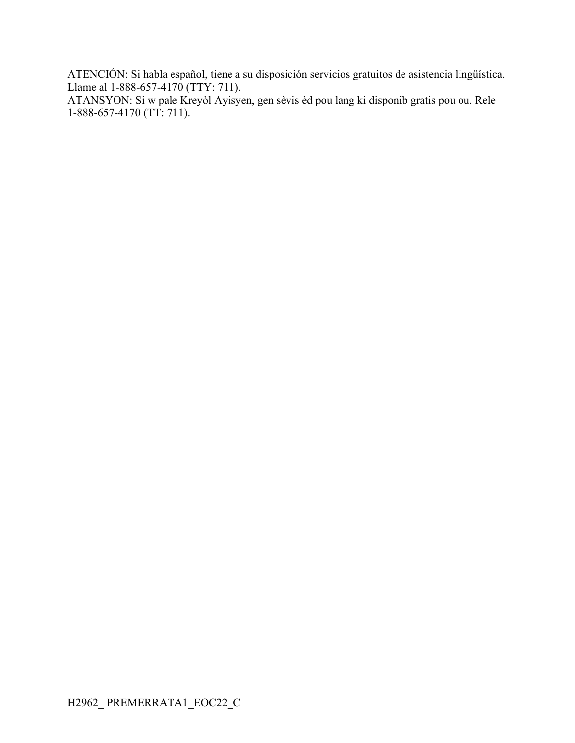ATENCIÓN: Si habla español, tiene a su disposición servicios gratuitos de asistencia lingüística. Llame al 1-888-657-4170 (TTY: 711).
ATANSYON: Si w pale Kreyòl Ayisyen, gen sèvis èd pou lang ki disponib gratis pou ou. Rele 1-888-657-4170 (TT: 711).

H2962_ PREMERRATA1_EOC22_C